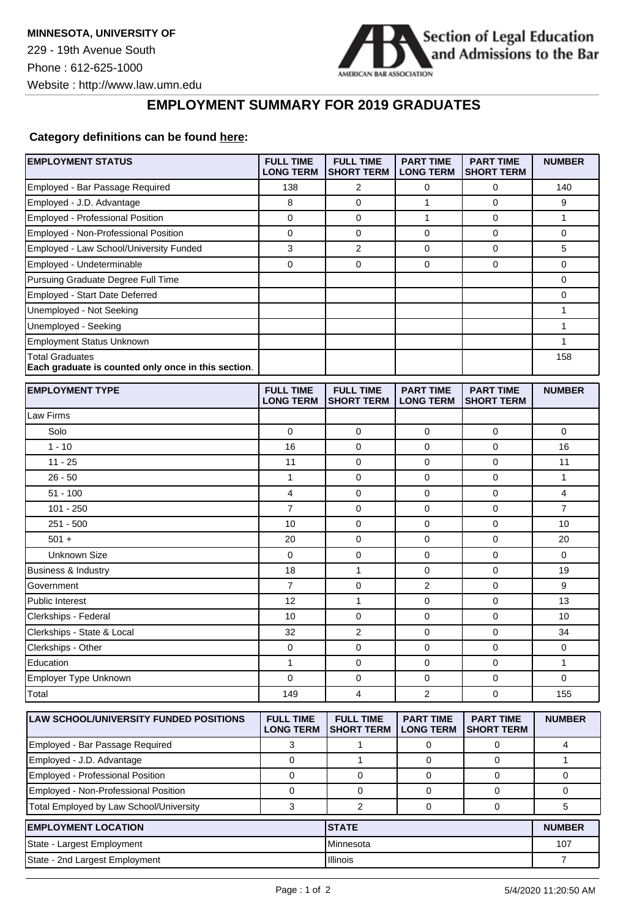**MINNESOTA, UNIVERSITY OF**
229 - 19th Avenue South
Phone : 612-625-1000
Website : http://www.law.umn.edu

Section of Legal Education and Admissions to the Bar
AMERICAN BAR ASSOCIATION

# EMPLOYMENT SUMMARY FOR 2019 GRADUATES

**Category definitions can be found here:**

| EMPLOYMENT STATUS | FULL TIME LONG TERM | FULL TIME SHORT TERM | PART TIME LONG TERM | PART TIME SHORT TERM | NUMBER |
|---|---|---|---|---|---|
| Employed - Bar Passage Required | 138 | 2 | 0 | 0 | 140 |
| Employed - J.D. Advantage | 8 | 0 | 1 | 0 | 9 |
| Employed - Professional Position | 0 | 0 | 1 | 0 | 1 |
| Employed - Non-Professional Position | 0 | 0 | 0 | 0 | 0 |
| Employed - Law School/University Funded | 3 | 2 | 0 | 0 | 5 |
| Employed - Undeterminable | 0 | 0 | 0 | 0 | 0 |
| Pursuing Graduate Degree Full Time | | | | | 0 |
| Employed - Start Date Deferred | | | | | 0 |
| Unemployed - Not Seeking | | | | | 1 |
| Unemployed - Seeking | | | | | 1 |
| Employment Status Unknown | | | | | 1 |
| Total Graduates **Each graduate is counted only once in this section**. | | | | | 158 |

| EMPLOYMENT TYPE | FULL TIME LONG TERM | FULL TIME SHORT TERM | PART TIME LONG TERM | PART TIME SHORT TERM | NUMBER |
|---|---|---|---|---|---|
| Law Firms | | | | | |
| Solo | 0 | 0 | 0 | 0 | 0 |
| 1 - 10 | 16 | 0 | 0 | 0 | 16 |
| 11 - 25 | 11 | 0 | 0 | 0 | 11 |
| 26 - 50 | 1 | 0 | 0 | 0 | 1 |
| 51 - 100 | 4 | 0 | 0 | 0 | 4 |
| 101 - 250 | 7 | 0 | 0 | 0 | 7 |
| 251 - 500 | 10 | 0 | 0 | 0 | 10 |
| 501 + | 20 | 0 | 0 | 0 | 20 |
| Unknown Size | 0 | 0 | 0 | 0 | 0 |
| Business & Industry | 18 | 1 | 0 | 0 | 19 |
| Government | 7 | 0 | 2 | 0 | 9 |
| Public Interest | 12 | 1 | 0 | 0 | 13 |
| Clerkships - Federal | 10 | 0 | 0 | 0 | 10 |
| Clerkships - State & Local | 32 | 2 | 0 | 0 | 34 |
| Clerkships - Other | 0 | 0 | 0 | 0 | 0 |
| Education | 1 | 0 | 0 | 0 | 1 |
| Employer Type Unknown | 0 | 0 | 0 | 0 | 0 |
| Total | 149 | 4 | 2 | 0 | 155 |

| LAW SCHOOL/UNIVERSITY FUNDED POSITIONS | FULL TIME LONG TERM | FULL TIME SHORT TERM | PART TIME LONG TERM | PART TIME SHORT TERM | NUMBER |
|---|---|---|---|---|---|
| Employed - Bar Passage Required | 3 | 1 | 0 | 0 | 4 |
| Employed - J.D. Advantage | 0 | 1 | 0 | 0 | 1 |
| Employed - Professional Position | 0 | 0 | 0 | 0 | 0 |
| Employed - Non-Professional Position | 0 | 0 | 0 | 0 | 0 |
| Total Employed by Law School/University | 3 | 2 | 0 | 0 | 5 |

| EMPLOYMENT LOCATION | STATE | NUMBER |
|---|---|---|
| State - Largest Employment | Minnesota | 107 |
| State - 2nd Largest Employment | Illinois | 7 |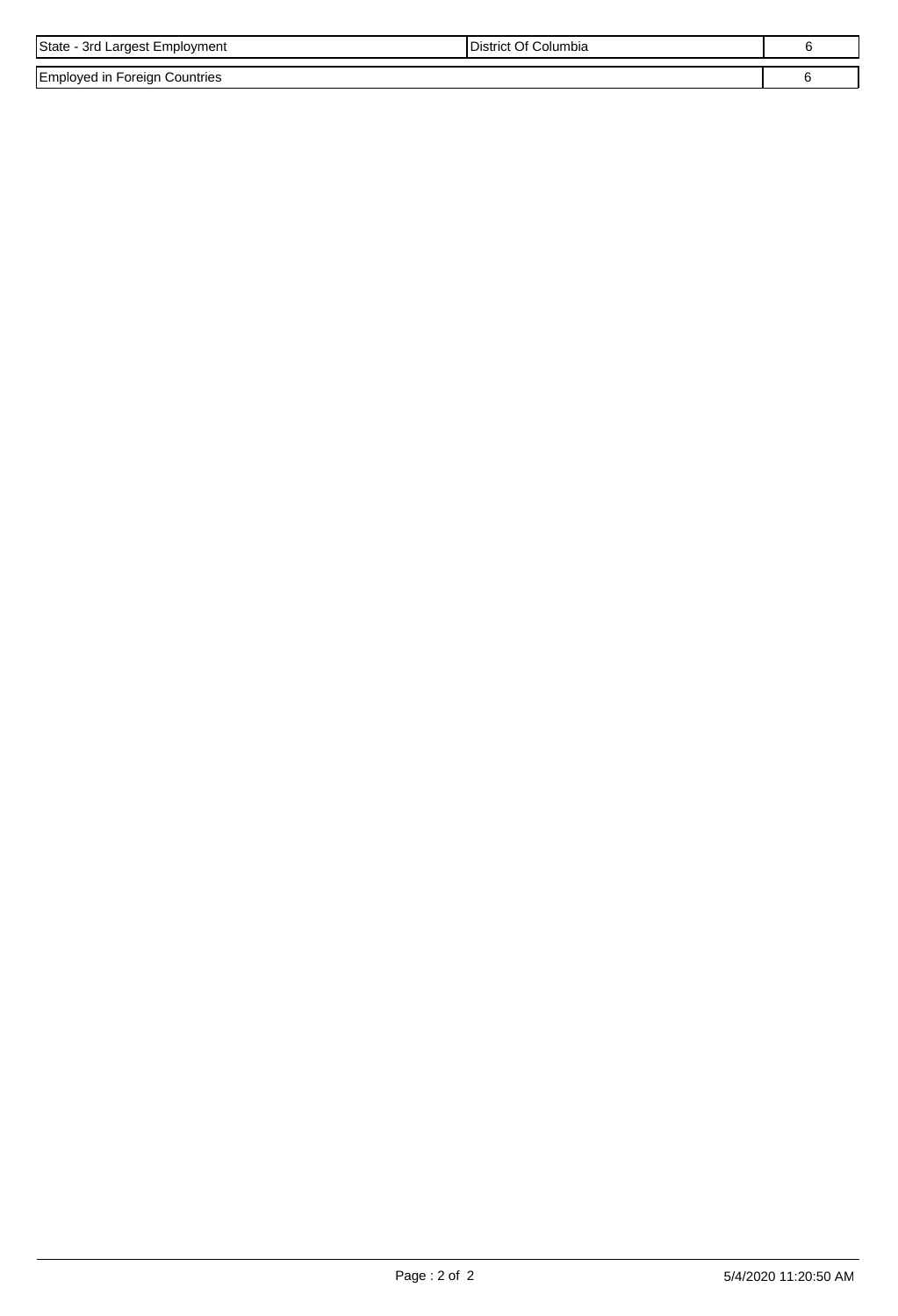| | | |
|---|---|---|
| State - 3rd Largest Employment | District Of Columbia | 6 |
| Employed in Foreign Countries | | 6 |